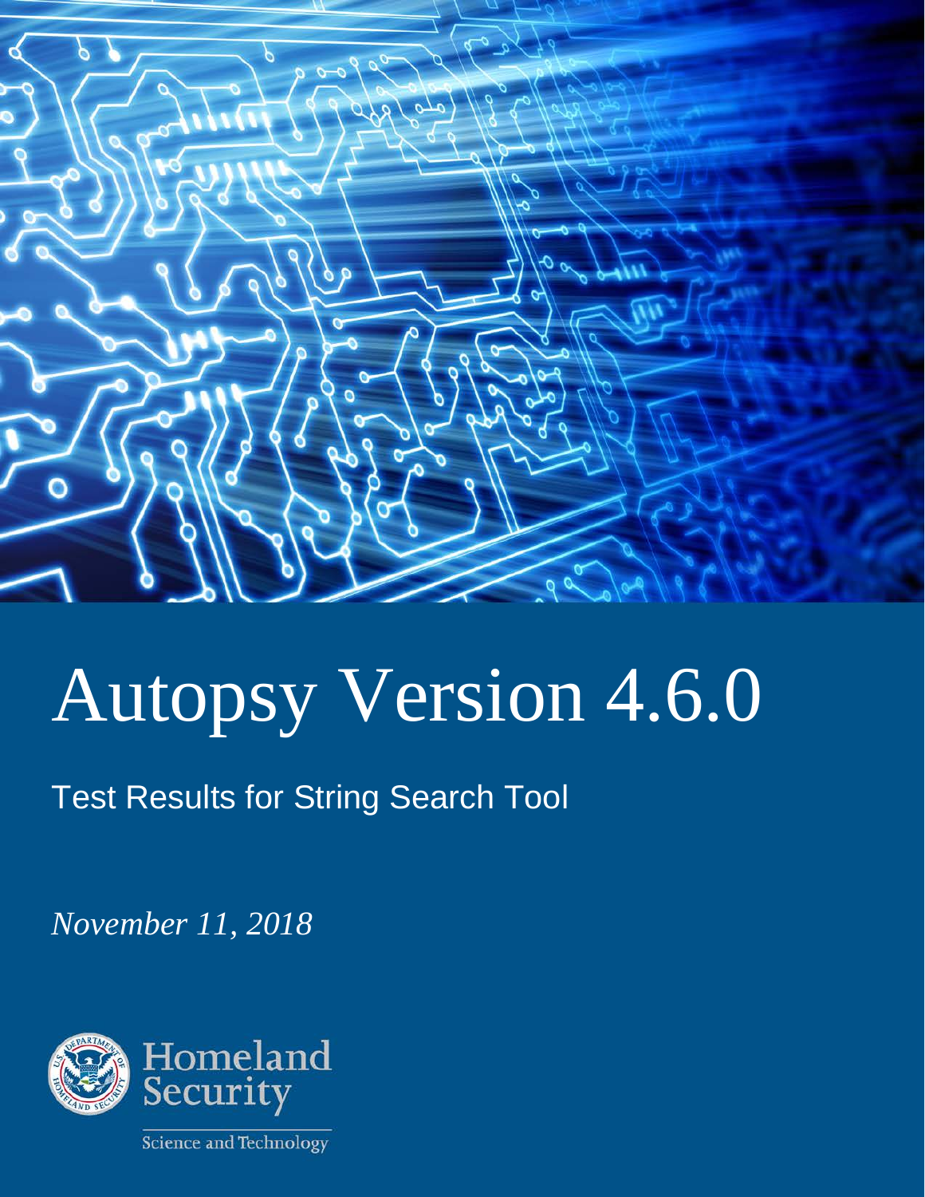# Autopsy Version 4.6.0

## Test Results for String Search Tool

*November 11, 2018*

Homeland Security

Science and Technology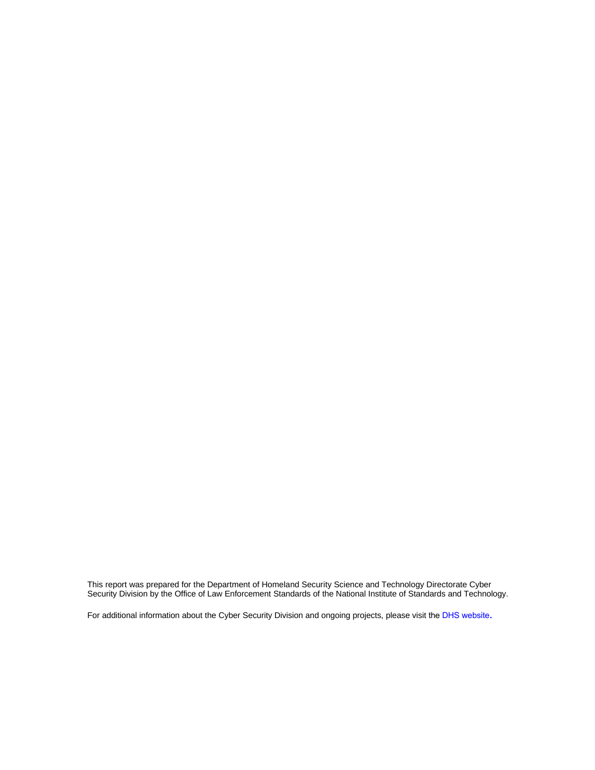This report was prepared for the Department of Homeland Security Science and Technology Directorate Cyber Security Division by the Office of Law Enforcement Standards of the National Institute of Standards and Technology.

For additional information about the Cyber Security Division and ongoing projects, please visit the DHS website.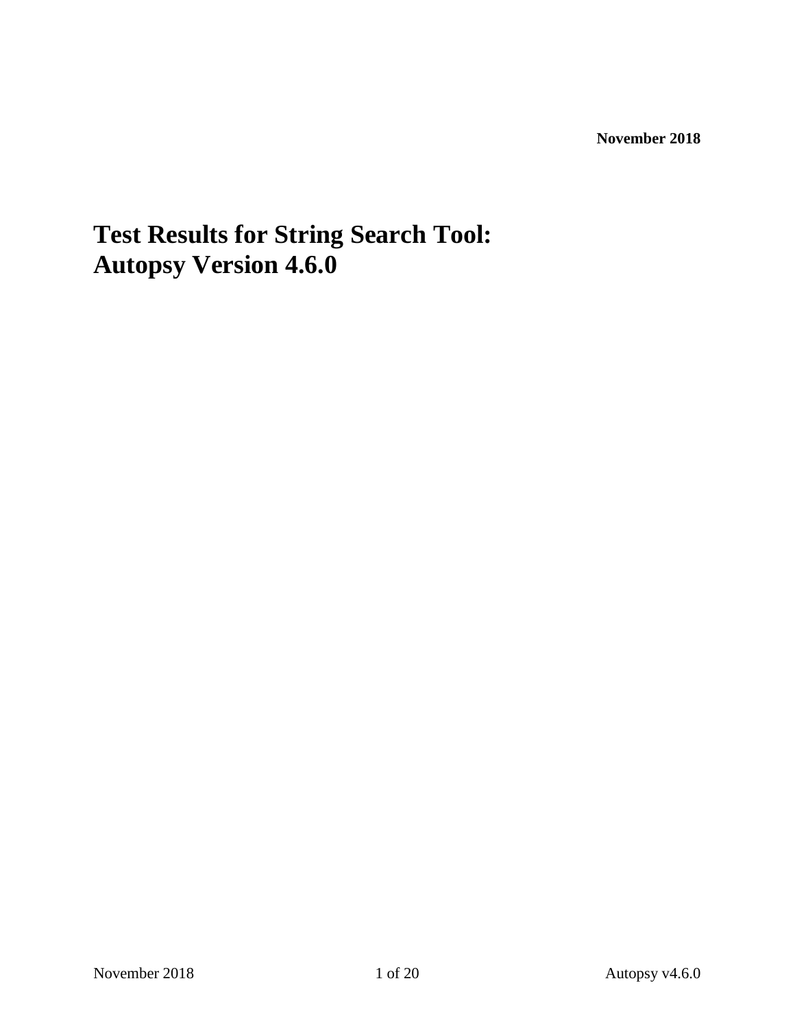**November 2018**

# Test Results for String Search Tool: Autopsy Version 4.6.0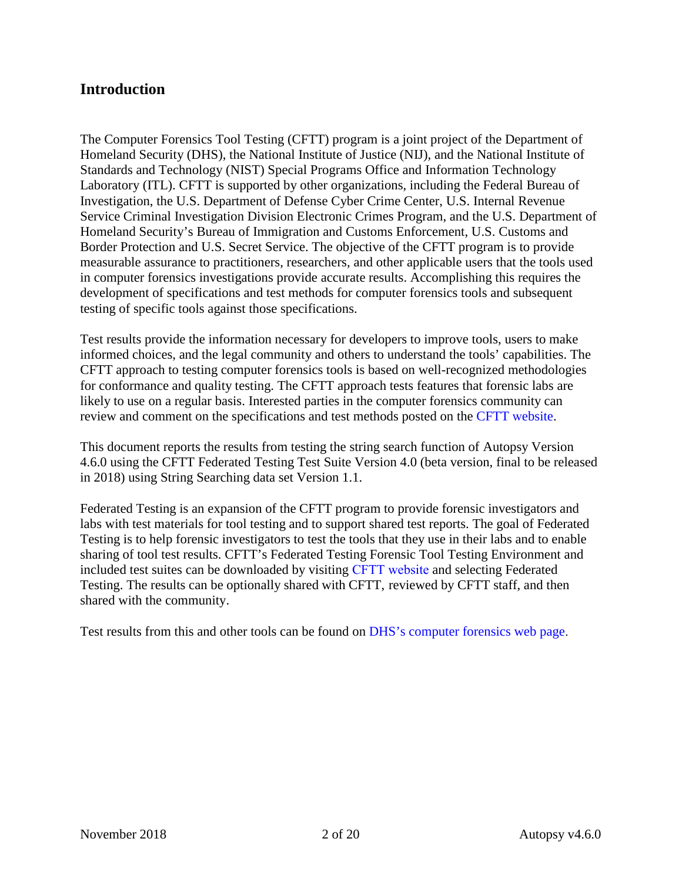## Introduction

The Computer Forensics Tool Testing (CFTT) program is a joint project of the Department of Homeland Security (DHS), the National Institute of Justice (NIJ), and the National Institute of Standards and Technology (NIST) Special Programs Office and Information Technology Laboratory (ITL). CFTT is supported by other organizations, including the Federal Bureau of Investigation, the U.S. Department of Defense Cyber Crime Center, U.S. Internal Revenue Service Criminal Investigation Division Electronic Crimes Program, and the U.S. Department of Homeland Security's Bureau of Immigration and Customs Enforcement, U.S. Customs and Border Protection and U.S. Secret Service. The objective of the CFTT program is to provide measurable assurance to practitioners, researchers, and other applicable users that the tools used in computer forensics investigations provide accurate results. Accomplishing this requires the development of specifications and test methods for computer forensics tools and subsequent testing of specific tools against those specifications.

Test results provide the information necessary for developers to improve tools, users to make informed choices, and the legal community and others to understand the tools' capabilities. The CFTT approach to testing computer forensics tools is based on well-recognized methodologies for conformance and quality testing. The CFTT approach tests features that forensic labs are likely to use on a regular basis. Interested parties in the computer forensics community can review and comment on the specifications and test methods posted on the CFTT website.

This document reports the results from testing the string search function of Autopsy Version 4.6.0 using the CFTT Federated Testing Test Suite Version 4.0 (beta version, final to be released in 2018) using String Searching data set Version 1.1.

Federated Testing is an expansion of the CFTT program to provide forensic investigators and labs with test materials for tool testing and to support shared test reports. The goal of Federated Testing is to help forensic investigators to test the tools that they use in their labs and to enable sharing of tool test results. CFTT's Federated Testing Forensic Tool Testing Environment and included test suites can be downloaded by visiting CFTT website and selecting Federated Testing. The results can be optionally shared with CFTT, reviewed by CFTT staff, and then shared with the community.

Test results from this and other tools can be found on DHS's computer forensics web page.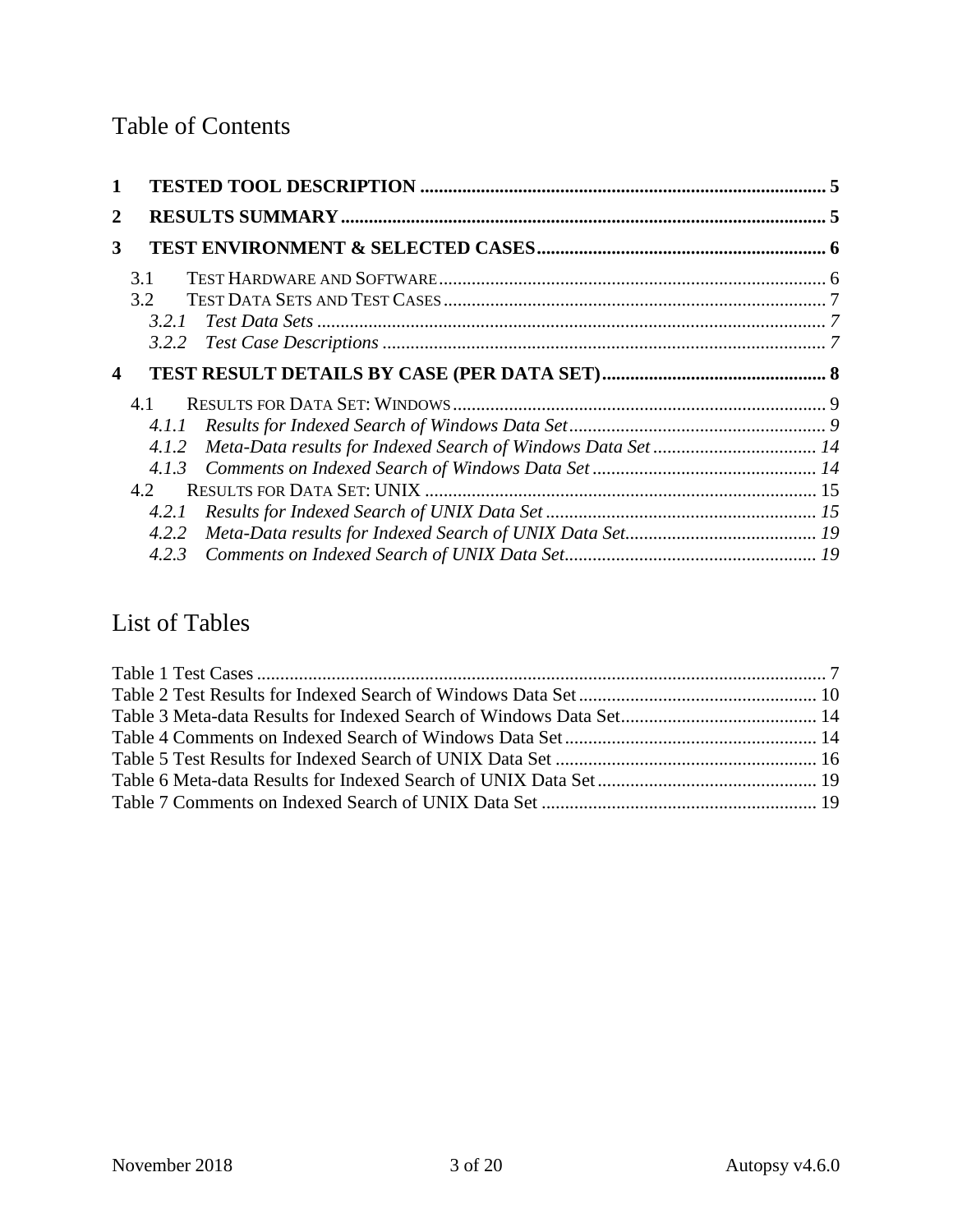# Table of Contents

**1 TESTED TOOL DESCRIPTION ... 5**

**2 RESULTS SUMMARY ... 5**

**3 TEST ENVIRONMENT & SELECTED CASES ... 6**

- 3.1 TEST HARDWARE AND SOFTWARE ... 6
- 3.2 TEST DATA SETS AND TEST CASES ... 7
  - *3.2.1 Test Data Sets ... 7*
  - *3.2.2 Test Case Descriptions ... 7*

**4 TEST RESULT DETAILS BY CASE (PER DATA SET) ... 8**

- 4.1 RESULTS FOR DATA SET: WINDOWS ... 9
  - *4.1.1 Results for Indexed Search of Windows Data Set ... 9*
  - *4.1.2 Meta-Data results for Indexed Search of Windows Data Set ... 14*
  - *4.1.3 Comments on Indexed Search of Windows Data Set ... 14*
- 4.2 RESULTS FOR DATA SET: UNIX ... 15
  - *4.2.1 Results for Indexed Search of UNIX Data Set ... 15*
  - *4.2.2 Meta-Data results for Indexed Search of UNIX Data Set ... 19*
  - *4.2.3 Comments on Indexed Search of UNIX Data Set ... 19*

# List of Tables

Table 1 Test Cases ... 7
Table 2 Test Results for Indexed Search of Windows Data Set ... 10
Table 3 Meta-data Results for Indexed Search of Windows Data Set ... 14
Table 4 Comments on Indexed Search of Windows Data Set ... 14
Table 5 Test Results for Indexed Search of UNIX Data Set ... 16
Table 6 Meta-data Results for Indexed Search of UNIX Data Set ... 19
Table 7 Comments on Indexed Search of UNIX Data Set ... 19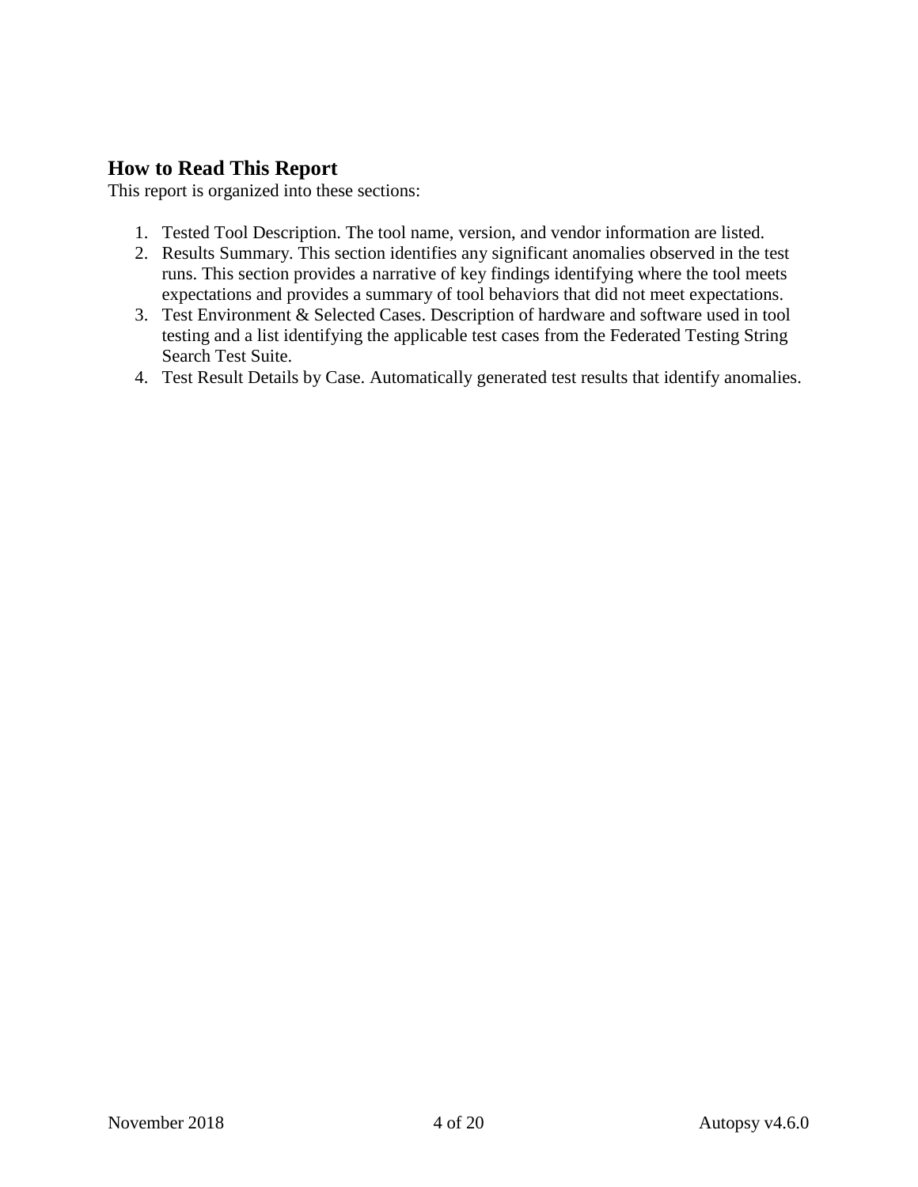## How to Read This Report

This report is organized into these sections:

1. Tested Tool Description. The tool name, version, and vendor information are listed.
2. Results Summary. This section identifies any significant anomalies observed in the test runs. This section provides a narrative of key findings identifying where the tool meets expectations and provides a summary of tool behaviors that did not meet expectations.
3. Test Environment & Selected Cases. Description of hardware and software used in tool testing and a list identifying the applicable test cases from the Federated Testing String Search Test Suite.
4. Test Result Details by Case. Automatically generated test results that identify anomalies.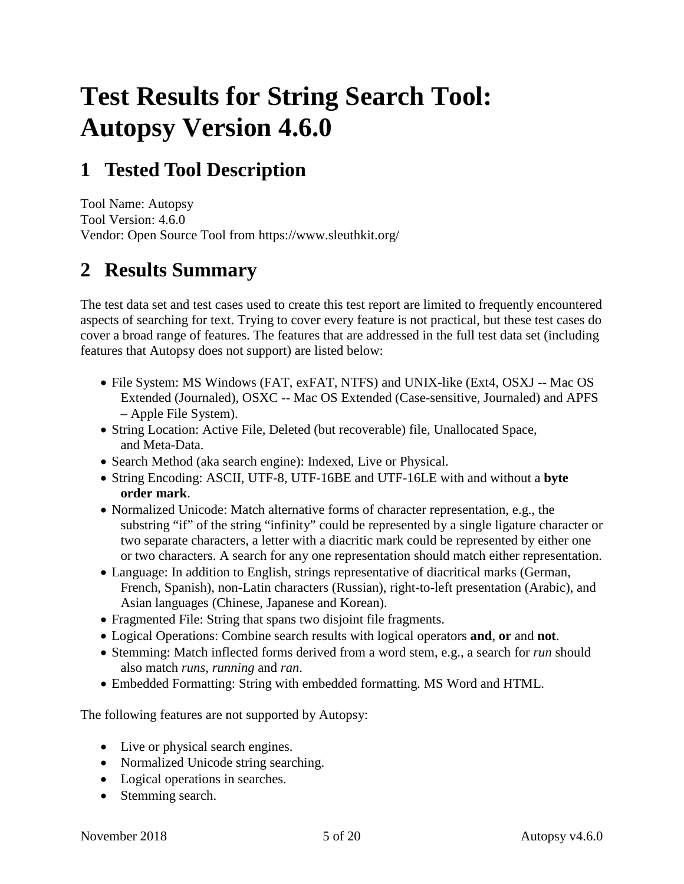# Test Results for String Search Tool: Autopsy Version 4.6.0

## 1 Tested Tool Description

Tool Name: Autopsy
Tool Version: 4.6.0
Vendor: Open Source Tool from https://www.sleuthkit.org/

## 2 Results Summary

The test data set and test cases used to create this test report are limited to frequently encountered aspects of searching for text. Trying to cover every feature is not practical, but these test cases do cover a broad range of features. The features that are addressed in the full test data set (including features that Autopsy does not support) are listed below:

- File System: MS Windows (FAT, exFAT, NTFS) and UNIX-like (Ext4, OSXJ -- Mac OS Extended (Journaled), OSXC -- Mac OS Extended (Case-sensitive, Journaled) and APFS – Apple File System).
- String Location: Active File, Deleted (but recoverable) file, Unallocated Space, and Meta-Data.
- Search Method (aka search engine): Indexed, Live or Physical.
- String Encoding: ASCII, UTF-8, UTF-16BE and UTF-16LE with and without a **byte order mark**.
- Normalized Unicode: Match alternative forms of character representation, e.g., the substring "if" of the string "infinity" could be represented by a single ligature character or two separate characters, a letter with a diacritic mark could be represented by either one or two characters. A search for any one representation should match either representation.
- Language: In addition to English, strings representative of diacritical marks (German, French, Spanish), non-Latin characters (Russian), right-to-left presentation (Arabic), and Asian languages (Chinese, Japanese and Korean).
- Fragmented File: String that spans two disjoint file fragments.
- Logical Operations: Combine search results with logical operators **and**, **or** and **not**.
- Stemming: Match inflected forms derived from a word stem, e.g., a search for *run* should also match *runs*, *running* and *ran*.
- Embedded Formatting: String with embedded formatting. MS Word and HTML.

The following features are not supported by Autopsy:

- Live or physical search engines.
- Normalized Unicode string searching.
- Logical operations in searches.
- Stemming search.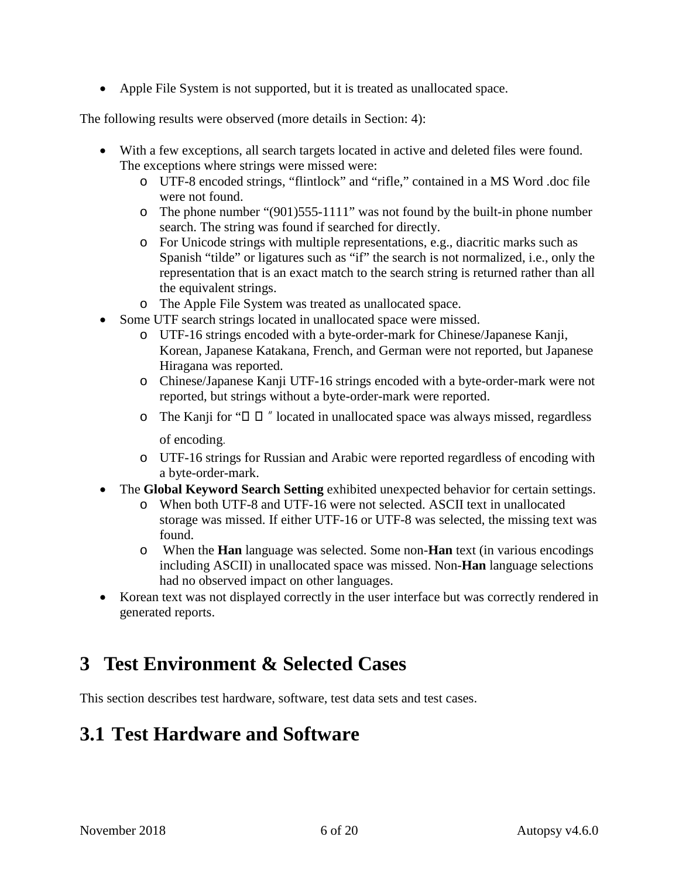- Apple File System is not supported, but it is treated as unallocated space.

The following results were observed (more details in Section: 4):

- With a few exceptions, all search targets located in active and deleted files were found. The exceptions where strings were missed were:
  - UTF-8 encoded strings, “flintlock” and “rifle,” contained in a MS Word .doc file were not found.
  - The phone number “(901)555-1111” was not found by the built-in phone number search. The string was found if searched for directly.
  - For Unicode strings with multiple representations, e.g., diacritic marks such as Spanish “tilde” or ligatures such as “if” the search is not normalized, i.e., only the representation that is an exact match to the search string is returned rather than all the equivalent strings.
  - The Apple File System was treated as unallocated space.
- Some UTF search strings located in unallocated space were missed.
  - UTF-16 strings encoded with a byte-order-mark for Chinese/Japanese Kanji, Korean, Japanese Katakana, French, and German were not reported, but Japanese Hiragana was reported.
  - Chinese/Japanese Kanji UTF-16 strings encoded with a byte-order-mark were not reported, but strings without a byte-order-mark were reported.
  - The Kanji for “□ □ ” located in unallocated space was always missed, regardless of encoding.
  - UTF-16 strings for Russian and Arabic were reported regardless of encoding with a byte-order-mark.
- The **Global Keyword Search Setting** exhibited unexpected behavior for certain settings.
  - When both UTF-8 and UTF-16 were not selected. ASCII text in unallocated storage was missed. If either UTF-16 or UTF-8 was selected, the missing text was found.
  - When the **Han** language was selected. Some non-**Han** text (in various encodings including ASCII) in unallocated space was missed. Non-**Han** language selections had no observed impact on other languages.
- Korean text was not displayed correctly in the user interface but was correctly rendered in generated reports.

# 3 Test Environment & Selected Cases

This section describes test hardware, software, test data sets and test cases.

## 3.1 Test Hardware and Software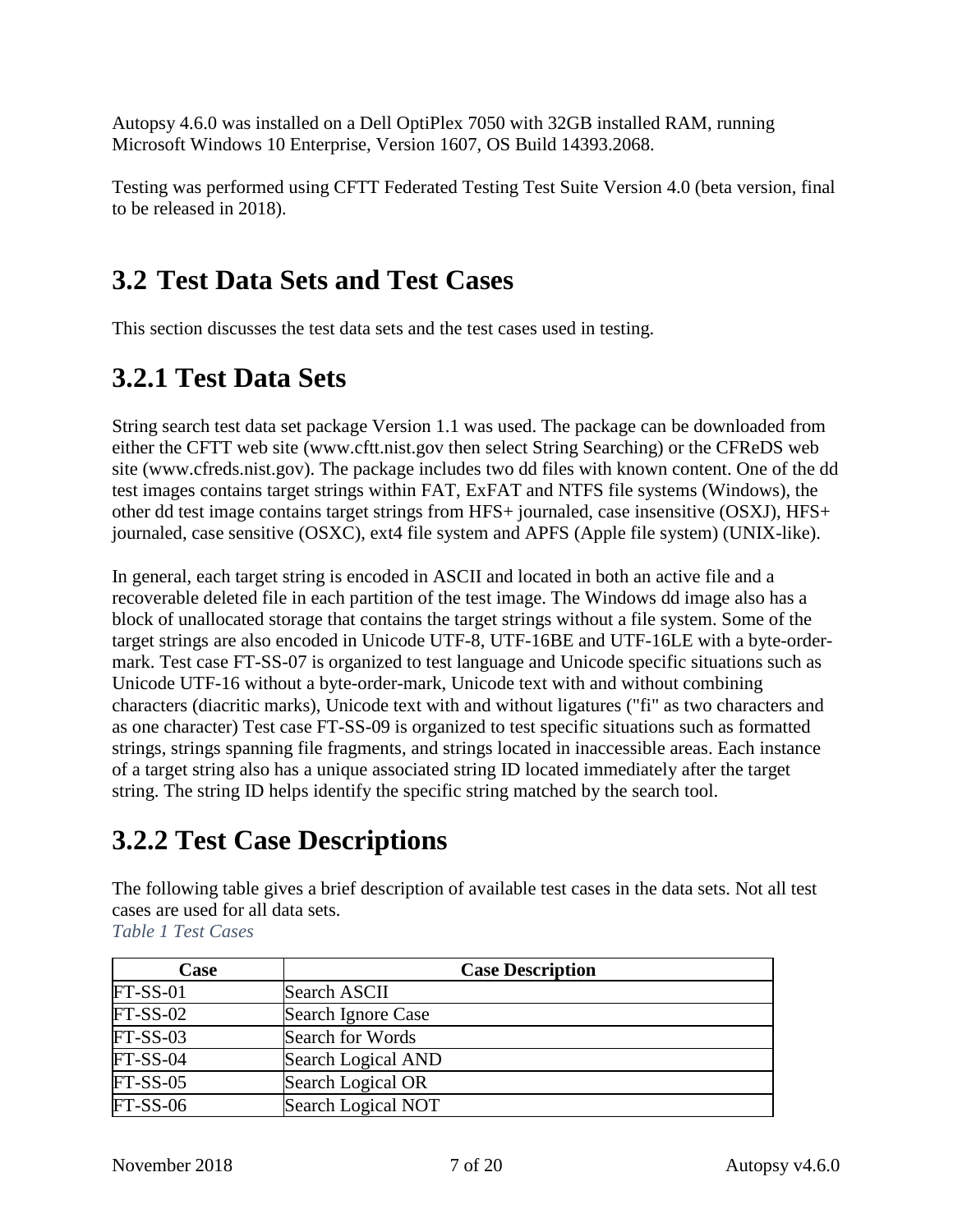Autopsy 4.6.0 was installed on a Dell OptiPlex 7050 with 32GB installed RAM, running Microsoft Windows 10 Enterprise, Version 1607, OS Build 14393.2068.

Testing was performed using CFTT Federated Testing Test Suite Version 4.0 (beta version, final to be released in 2018).

## 3.2 Test Data Sets and Test Cases

This section discusses the test data sets and the test cases used in testing.

## 3.2.1 Test Data Sets

String search test data set package Version 1.1 was used. The package can be downloaded from either the CFTT web site (www.cftt.nist.gov then select String Searching) or the CFReDS web site (www.cfreds.nist.gov). The package includes two dd files with known content. One of the dd test images contains target strings within FAT, ExFAT and NTFS file systems (Windows), the other dd test image contains target strings from HFS+ journaled, case insensitive (OSXJ), HFS+ journaled, case sensitive (OSXC), ext4 file system and APFS (Apple file system) (UNIX-like).

In general, each target string is encoded in ASCII and located in both an active file and a recoverable deleted file in each partition of the test image. The Windows dd image also has a block of unallocated storage that contains the target strings without a file system. Some of the target strings are also encoded in Unicode UTF-8, UTF-16BE and UTF-16LE with a byte-order-mark. Test case FT-SS-07 is organized to test language and Unicode specific situations such as Unicode UTF-16 without a byte-order-mark, Unicode text with and without combining characters (diacritic marks), Unicode text with and without ligatures ("fi" as two characters and as one character) Test case FT-SS-09 is organized to test specific situations such as formatted strings, strings spanning file fragments, and strings located in inaccessible areas. Each instance of a target string also has a unique associated string ID located immediately after the target string. The string ID helps identify the specific string matched by the search tool.

## 3.2.2 Test Case Descriptions

The following table gives a brief description of available test cases in the data sets. Not all test cases are used for all data sets.

*Table 1 Test Cases*

| Case | Case Description |
|---|---|
| FT-SS-01 | Search ASCII |
| FT-SS-02 | Search Ignore Case |
| FT-SS-03 | Search for Words |
| FT-SS-04 | Search Logical AND |
| FT-SS-05 | Search Logical OR |
| FT-SS-06 | Search Logical NOT |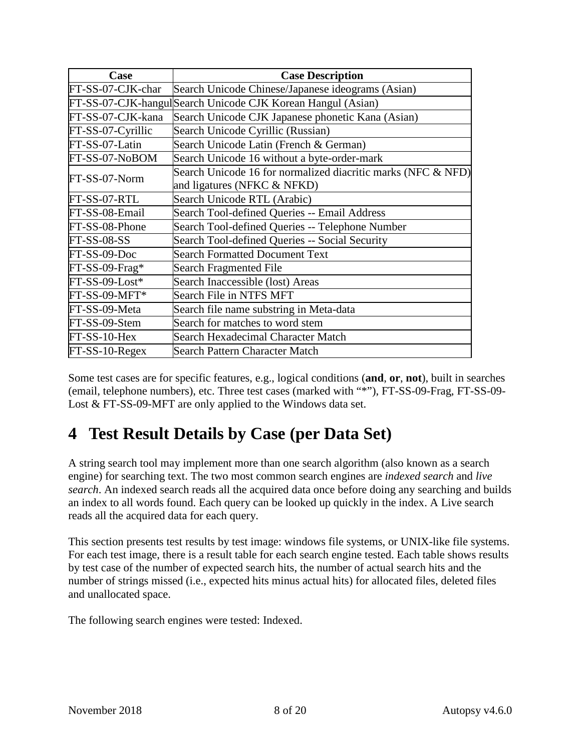| Case | Case Description |
|---|---|
| FT-SS-07-CJK-char | Search Unicode Chinese/Japanese ideograms (Asian) |
| FT-SS-07-CJK-hangul | Search Unicode CJK Korean Hangul (Asian) |
| FT-SS-07-CJK-kana | Search Unicode CJK Japanese phonetic Kana (Asian) |
| FT-SS-07-Cyrillic | Search Unicode Cyrillic (Russian) |
| FT-SS-07-Latin | Search Unicode Latin (French & German) |
| FT-SS-07-NoBOM | Search Unicode 16 without a byte-order-mark |
| FT-SS-07-Norm | Search Unicode 16 for normalized diacritic marks (NFC & NFD) and ligatures (NFKC & NFKD) |
| FT-SS-07-RTL | Search Unicode RTL (Arabic) |
| FT-SS-08-Email | Search Tool-defined Queries -- Email Address |
| FT-SS-08-Phone | Search Tool-defined Queries -- Telephone Number |
| FT-SS-08-SS | Search Tool-defined Queries -- Social Security |
| FT-SS-09-Doc | Search Formatted Document Text |
| FT-SS-09-Frag* | Search Fragmented File |
| FT-SS-09-Lost* | Search Inaccessible (lost) Areas |
| FT-SS-09-MFT* | Search File in NTFS MFT |
| FT-SS-09-Meta | Search file name substring in Meta-data |
| FT-SS-09-Stem | Search for matches to word stem |
| FT-SS-10-Hex | Search Hexadecimal Character Match |
| FT-SS-10-Regex | Search Pattern Character Match |

Some test cases are for specific features, e.g., logical conditions (**and**, **or**, **not**), built in searches (email, telephone numbers), etc. Three test cases (marked with "*"), FT-SS-09-Frag, FT-SS-09-Lost & FT-SS-09-MFT are only applied to the Windows data set.

# 4 Test Result Details by Case (per Data Set)

A string search tool may implement more than one search algorithm (also known as a search engine) for searching text. The two most common search engines are *indexed search* and *live search*. An indexed search reads all the acquired data once before doing any searching and builds an index to all words found. Each query can be looked up quickly in the index. A Live search reads all the acquired data for each query.

This section presents test results by test image: windows file systems, or UNIX-like file systems. For each test image, there is a result table for each search engine tested. Each table shows results by test case of the number of expected search hits, the number of actual search hits and the number of strings missed (i.e., expected hits minus actual hits) for allocated files, deleted files and unallocated space.

The following search engines were tested: Indexed.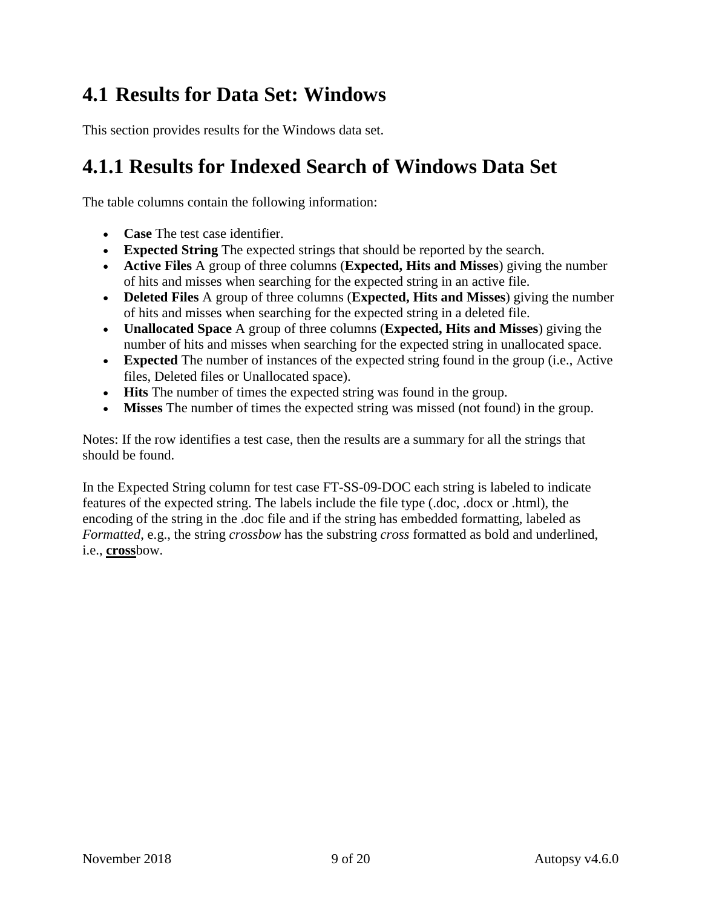## 4.1 Results for Data Set: Windows

This section provides results for the Windows data set.

### 4.1.1 Results for Indexed Search of Windows Data Set

The table columns contain the following information:

- **Case** The test case identifier.
- **Expected String** The expected strings that should be reported by the search.
- **Active Files** A group of three columns (**Expected, Hits and Misses**) giving the number of hits and misses when searching for the expected string in an active file.
- **Deleted Files** A group of three columns (**Expected, Hits and Misses**) giving the number of hits and misses when searching for the expected string in a deleted file.
- **Unallocated Space** A group of three columns (**Expected, Hits and Misses**) giving the number of hits and misses when searching for the expected string in unallocated space.
- **Expected** The number of instances of the expected string found in the group (i.e., Active files, Deleted files or Unallocated space).
- **Hits** The number of times the expected string was found in the group.
- **Misses** The number of times the expected string was missed (not found) in the group.

Notes: If the row identifies a test case, then the results are a summary for all the strings that should be found.

In the Expected String column for test case FT-SS-09-DOC each string is labeled to indicate features of the expected string. The labels include the file type (.doc, .docx or .html), the encoding of the string in the .doc file and if the string has embedded formatting, labeled as *Formatted*, e.g., the string *crossbow* has the substring *cross* formatted as bold and underlined, i.e., <u>**cross**</u>bow.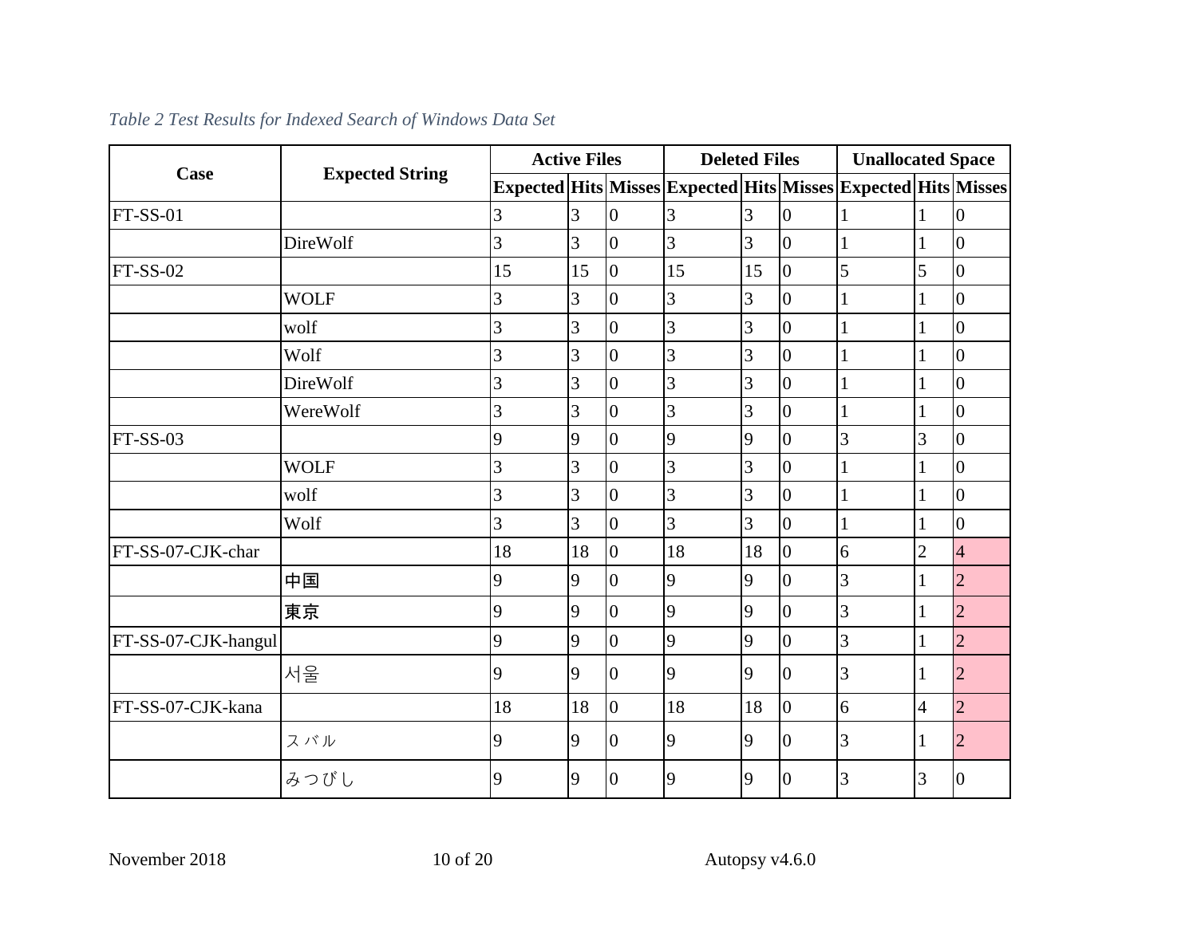*Table 2 Test Results for Indexed Search of Windows Data Set*

| Case | Expected String | Active Files | | | Deleted Files | | | Unallocated Space | | |
|---|---|---|---|---|---|---|---|---|---|---|
| | | Expected | Hits | Misses | Expected | Hits | Misses | Expected | Hits | Misses |
| FT-SS-01 | | 3 | 3 | 0 | 3 | 3 | 0 | 1 | 1 | 0 |
| | DireWolf | 3 | 3 | 0 | 3 | 3 | 0 | 1 | 1 | 0 |
| FT-SS-02 | | 15 | 15 | 0 | 15 | 15 | 0 | 5 | 5 | 0 |
| | WOLF | 3 | 3 | 0 | 3 | 3 | 0 | 1 | 1 | 0 |
| | wolf | 3 | 3 | 0 | 3 | 3 | 0 | 1 | 1 | 0 |
| | Wolf | 3 | 3 | 0 | 3 | 3 | 0 | 1 | 1 | 0 |
| | DireWolf | 3 | 3 | 0 | 3 | 3 | 0 | 1 | 1 | 0 |
| | WereWolf | 3 | 3 | 0 | 3 | 3 | 0 | 1 | 1 | 0 |
| FT-SS-03 | | 9 | 9 | 0 | 9 | 9 | 0 | 3 | 3 | 0 |
| | WOLF | 3 | 3 | 0 | 3 | 3 | 0 | 1 | 1 | 0 |
| | wolf | 3 | 3 | 0 | 3 | 3 | 0 | 1 | 1 | 0 |
| | Wolf | 3 | 3 | 0 | 3 | 3 | 0 | 1 | 1 | 0 |
| FT-SS-07-CJK-char | | 18 | 18 | 0 | 18 | 18 | 0 | 6 | 2 | 4 |
| | 中国 | 9 | 9 | 0 | 9 | 9 | 0 | 3 | 1 | 2 |
| | 東京 | 9 | 9 | 0 | 9 | 9 | 0 | 3 | 1 | 2 |
| FT-SS-07-CJK-hangul | | 9 | 9 | 0 | 9 | 9 | 0 | 3 | 1 | 2 |
| | 서울 | 9 | 9 | 0 | 9 | 9 | 0 | 3 | 1 | 2 |
| FT-SS-07-CJK-kana | | 18 | 18 | 0 | 18 | 18 | 0 | 6 | 4 | 2 |
| | スバル | 9 | 9 | 0 | 9 | 9 | 0 | 3 | 1 | 2 |
| | みつびし | 9 | 9 | 0 | 9 | 9 | 0 | 3 | 3 | 0 |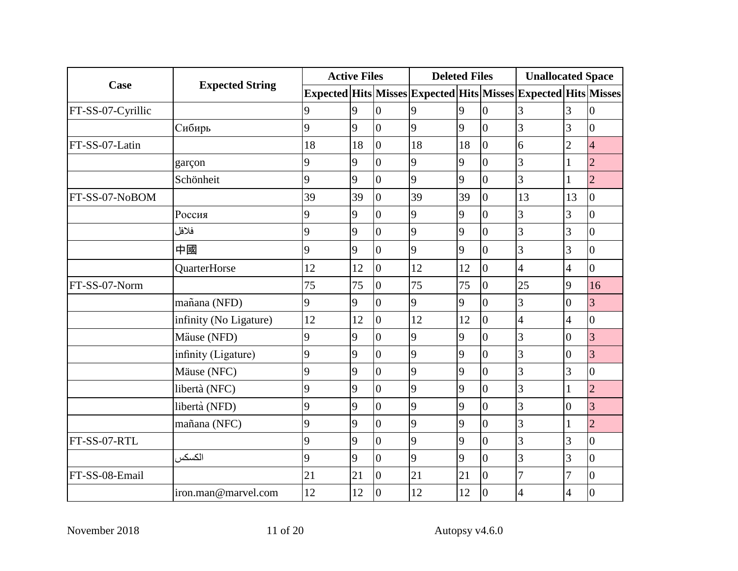| Case | Expected String | Active Files | | | Deleted Files | | | Unallocated Space | | |
|---|---|---|---|---|---|---|---|---|---|---|
| | | Expected | Hits | Misses | Expected | Hits | Misses | Expected | Hits | Misses |
| FT-SS-07-Cyrillic | | 9 | 9 | 0 | 9 | 9 | 0 | 3 | 3 | 0 |
| | Сибирь | 9 | 9 | 0 | 9 | 9 | 0 | 3 | 3 | 0 |
| FT-SS-07-Latin | | 18 | 18 | 0 | 18 | 18 | 0 | 6 | 2 | 4 |
| | garçon | 9 | 9 | 0 | 9 | 9 | 0 | 3 | 1 | 2 |
| | Schönheit | 9 | 9 | 0 | 9 | 9 | 0 | 3 | 1 | 2 |
| FT-SS-07-NoBOM | | 39 | 39 | 0 | 39 | 39 | 0 | 13 | 13 | 0 |
| | Россия | 9 | 9 | 0 | 9 | 9 | 0 | 3 | 3 | 0 |
| | فلافل | 9 | 9 | 0 | 9 | 9 | 0 | 3 | 3 | 0 |
| | 中國 | 9 | 9 | 0 | 9 | 9 | 0 | 3 | 3 | 0 |
| | QuarterHorse | 12 | 12 | 0 | 12 | 12 | 0 | 4 | 4 | 0 |
| FT-SS-07-Norm | | 75 | 75 | 0 | 75 | 75 | 0 | 25 | 9 | 16 |
| | mañana (NFD) | 9 | 9 | 0 | 9 | 9 | 0 | 3 | 0 | 3 |
| | infinity (No Ligature) | 12 | 12 | 0 | 12 | 12 | 0 | 4 | 4 | 0 |
| | Mäuse (NFD) | 9 | 9 | 0 | 9 | 9 | 0 | 3 | 0 | 3 |
| | inﬁnity (Ligature) | 9 | 9 | 0 | 9 | 9 | 0 | 3 | 0 | 3 |
| | Mäuse (NFC) | 9 | 9 | 0 | 9 | 9 | 0 | 3 | 3 | 0 |
| | libertà (NFC) | 9 | 9 | 0 | 9 | 9 | 0 | 3 | 1 | 2 |
| | libertà (NFD) | 9 | 9 | 0 | 9 | 9 | 0 | 3 | 0 | 3 |
| | mañana (NFC) | 9 | 9 | 0 | 9 | 9 | 0 | 3 | 1 | 2 |
| FT-SS-07-RTL | | 9 | 9 | 0 | 9 | 9 | 0 | 3 | 3 | 0 |
| | الكسكس | 9 | 9 | 0 | 9 | 9 | 0 | 3 | 3 | 0 |
| FT-SS-08-Email | | 21 | 21 | 0 | 21 | 21 | 0 | 7 | 7 | 0 |
| | iron.man@marvel.com | 12 | 12 | 0 | 12 | 12 | 0 | 4 | 4 | 0 |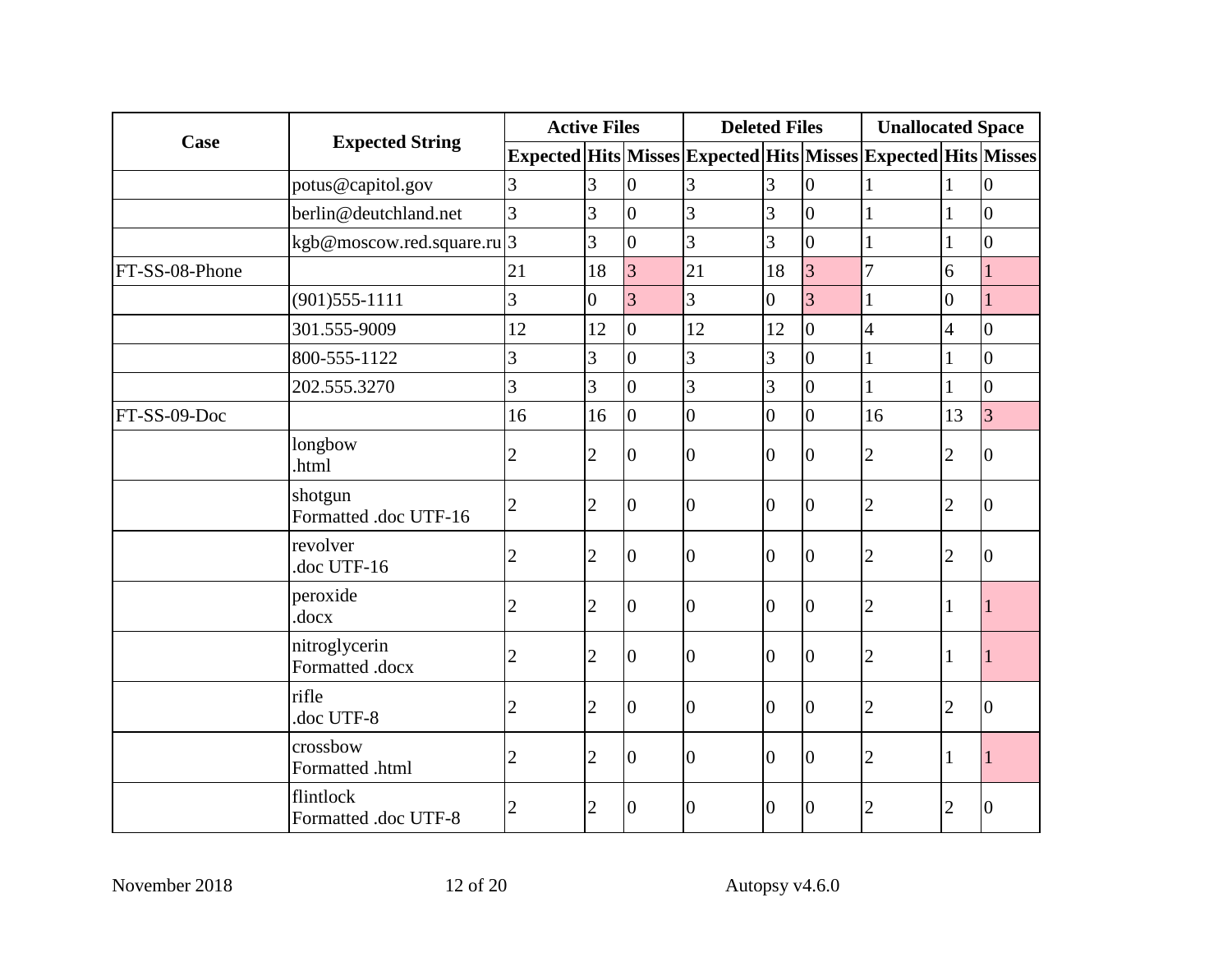| Case | Expected String | Active Files | | | Deleted Files | | | Unallocated Space | | |
|---|---|---|---|---|---|---|---|---|---|---|
| | | Expected | Hits | Misses | Expected | Hits | Misses | Expected | Hits | Misses |
| | potus@capitol.gov | 3 | 3 | 0 | 3 | 3 | 0 | 1 | 1 | 0 |
| | berlin@deutchland.net | 3 | 3 | 0 | 3 | 3 | 0 | 1 | 1 | 0 |
| | kgb@moscow.red.square.ru | 3 | 3 | 0 | 3 | 3 | 0 | 1 | 1 | 0 |
| FT-SS-08-Phone | | 21 | 18 | 3 | 21 | 18 | 3 | 7 | 6 | 1 |
| | (901)555-1111 | 3 | 0 | 3 | 3 | 0 | 3 | 1 | 0 | 1 |
| | 301.555-9009 | 12 | 12 | 0 | 12 | 12 | 0 | 4 | 4 | 0 |
| | 800-555-1122 | 3 | 3 | 0 | 3 | 3 | 0 | 1 | 1 | 0 |
| | 202.555.3270 | 3 | 3 | 0 | 3 | 3 | 0 | 1 | 1 | 0 |
| FT-SS-09-Doc | | 16 | 16 | 0 | 0 | 0 | 0 | 16 | 13 | 3 |
| | longbow .html | 2 | 2 | 0 | 0 | 0 | 0 | 2 | 2 | 0 |
| | shotgun Formatted .doc UTF-16 | 2 | 2 | 0 | 0 | 0 | 0 | 2 | 2 | 0 |
| | revolver .doc UTF-16 | 2 | 2 | 0 | 0 | 0 | 0 | 2 | 2 | 0 |
| | peroxide .docx | 2 | 2 | 0 | 0 | 0 | 0 | 2 | 1 | 1 |
| | nitroglycerin Formatted .docx | 2 | 2 | 0 | 0 | 0 | 0 | 2 | 1 | 1 |
| | rifle .doc UTF-8 | 2 | 2 | 0 | 0 | 0 | 0 | 2 | 2 | 0 |
| | crossbow Formatted .html | 2 | 2 | 0 | 0 | 0 | 0 | 2 | 1 | 1 |
| | flintlock Formatted .doc UTF-8 | 2 | 2 | 0 | 0 | 0 | 0 | 2 | 2 | 0 |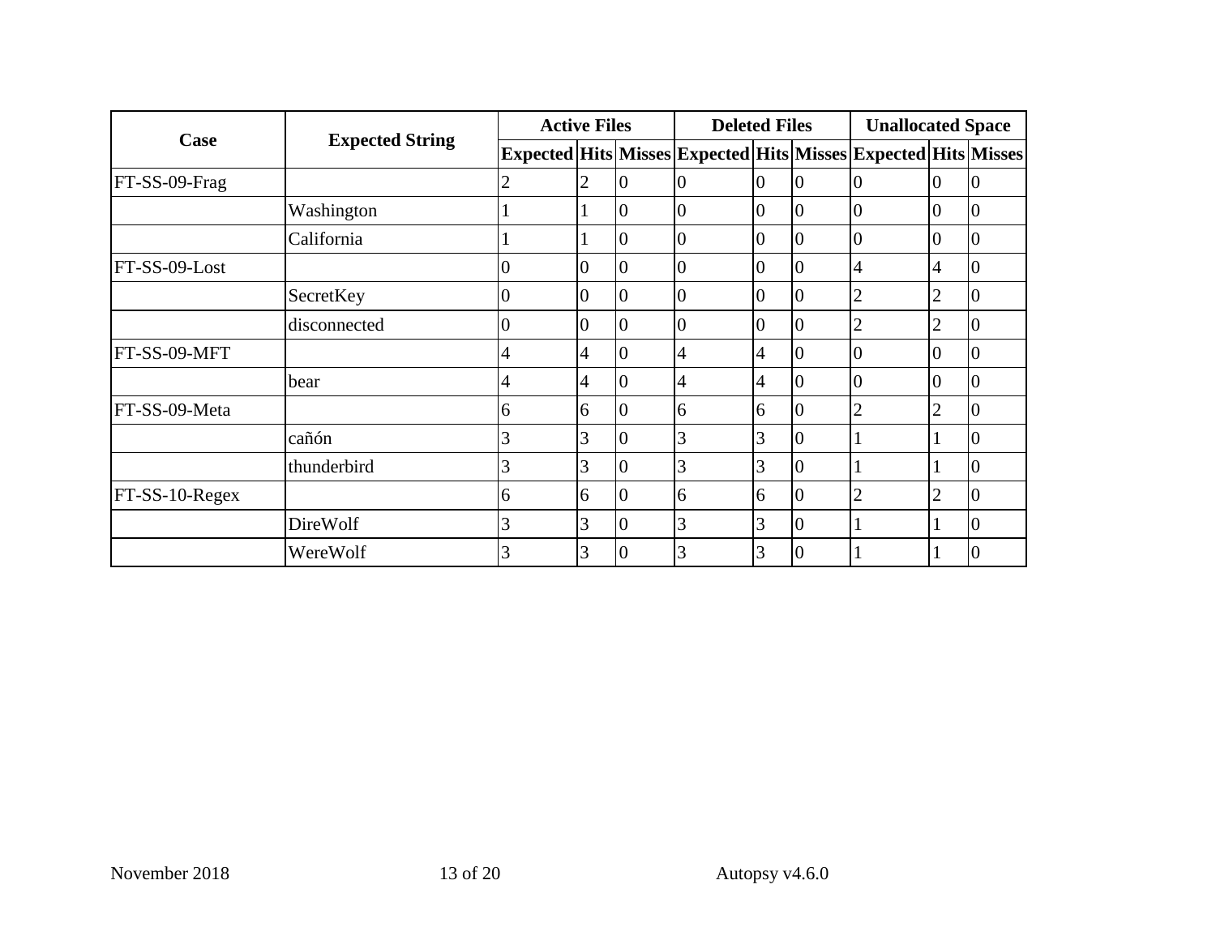| Case | Expected String | Active Files | | | Deleted Files | | | Unallocated Space | | |
|---|---|---|---|---|---|---|---|---|---|---|
| | | Expected | Hits | Misses | Expected | Hits | Misses | Expected | Hits | Misses |
| FT-SS-09-Frag | | 2 | 2 | 0 | 0 | 0 | 0 | 0 | 0 | 0 |
| | Washington | 1 | 1 | 0 | 0 | 0 | 0 | 0 | 0 | 0 |
| | California | 1 | 1 | 0 | 0 | 0 | 0 | 0 | 0 | 0 |
| FT-SS-09-Lost | | 0 | 0 | 0 | 0 | 0 | 0 | 4 | 4 | 0 |
| | SecretKey | 0 | 0 | 0 | 0 | 0 | 0 | 2 | 2 | 0 |
| | disconnected | 0 | 0 | 0 | 0 | 0 | 0 | 2 | 2 | 0 |
| FT-SS-09-MFT | | 4 | 4 | 0 | 4 | 4 | 0 | 0 | 0 | 0 |
| | bear | 4 | 4 | 0 | 4 | 4 | 0 | 0 | 0 | 0 |
| FT-SS-09-Meta | | 6 | 6 | 0 | 6 | 6 | 0 | 2 | 2 | 0 |
| | cañón | 3 | 3 | 0 | 3 | 3 | 0 | 1 | 1 | 0 |
| | thunderbird | 3 | 3 | 0 | 3 | 3 | 0 | 1 | 1 | 0 |
| FT-SS-10-Regex | | 6 | 6 | 0 | 6 | 6 | 0 | 2 | 2 | 0 |
| | DireWolf | 3 | 3 | 0 | 3 | 3 | 0 | 1 | 1 | 0 |
| | WereWolf | 3 | 3 | 0 | 3 | 3 | 0 | 1 | 1 | 0 |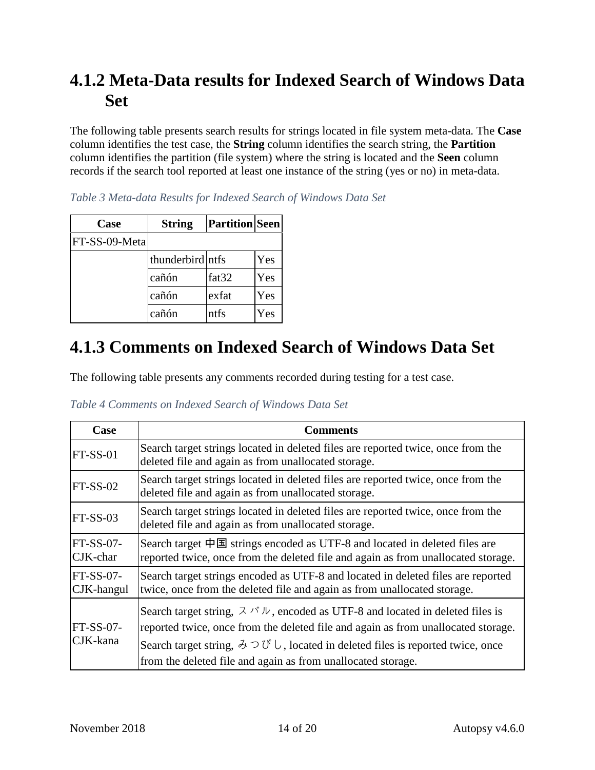## 4.1.2 Meta-Data results for Indexed Search of Windows Data Set

The following table presents search results for strings located in file system meta-data. The **Case** column identifies the test case, the **String** column identifies the search string, the **Partition** column identifies the partition (file system) where the string is located and the **Seen** column records if the search tool reported at least one instance of the string (yes or no) in meta-data.

*Table 3 Meta-data Results for Indexed Search of Windows Data Set*

| Case | String | Partition | Seen |
|---|---|---|---|
| FT-SS-09-Meta | | | |
| | thunderbird | ntfs | Yes |
| | cañón | fat32 | Yes |
| | cañón | exfat | Yes |
| | cañón | ntfs | Yes |

## 4.1.3 Comments on Indexed Search of Windows Data Set

The following table presents any comments recorded during testing for a test case.

*Table 4 Comments on Indexed Search of Windows Data Set*

| Case | Comments |
|---|---|
| FT-SS-01 | Search target strings located in deleted files are reported twice, once from the deleted file and again as from unallocated storage. |
| FT-SS-02 | Search target strings located in deleted files are reported twice, once from the deleted file and again as from unallocated storage. |
| FT-SS-03 | Search target strings located in deleted files are reported twice, once from the deleted file and again as from unallocated storage. |
| FT-SS-07-CJK-char | Search target 中国 strings encoded as UTF-8 and located in deleted files are reported twice, once from the deleted file and again as from unallocated storage. |
| FT-SS-07-CJK-hangul | Search target strings encoded as UTF-8 and located in deleted files are reported twice, once from the deleted file and again as from unallocated storage. |
| FT-SS-07-CJK-kana | Search target string, スバル, encoded as UTF-8 and located in deleted files is reported twice, once from the deleted file and again as from unallocated storage. Search target string, みつびし, located in deleted files is reported twice, once from the deleted file and again as from unallocated storage. |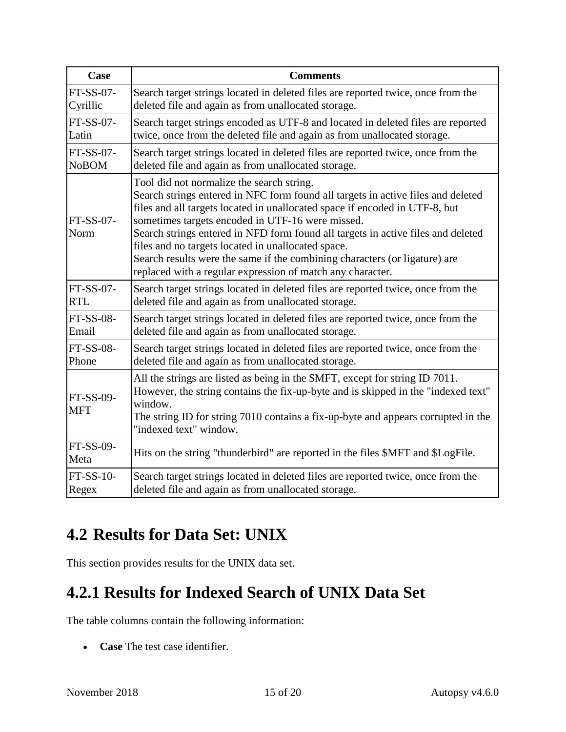| Case | Comments |
|---|---|
| FT-SS-07-Cyrillic | Search target strings located in deleted files are reported twice, once from the deleted file and again as from unallocated storage. |
| FT-SS-07-Latin | Search target strings encoded as UTF-8 and located in deleted files are reported twice, once from the deleted file and again as from unallocated storage. |
| FT-SS-07-NoBOM | Search target strings located in deleted files are reported twice, once from the deleted file and again as from unallocated storage. |
| FT-SS-07-Norm | Tool did not normalize the search string.<br>Search strings entered in NFC form found all targets in active files and deleted files and all targets located in unallocated space if encoded in UTF-8, but sometimes targets encoded in UTF-16 were missed.<br>Search strings entered in NFD form found all targets in active files and deleted files and no targets located in unallocated space.<br>Search results were the same if the combining characters (or ligature) are replaced with a regular expression of match any character. |
| FT-SS-07-RTL | Search target strings located in deleted files are reported twice, once from the deleted file and again as from unallocated storage. |
| FT-SS-08-Email | Search target strings located in deleted files are reported twice, once from the deleted file and again as from unallocated storage. |
| FT-SS-08-Phone | Search target strings located in deleted files are reported twice, once from the deleted file and again as from unallocated storage. |
| FT-SS-09-MFT | All the strings are listed as being in the $MFT, except for string ID 7011. However, the string contains the fix-up-byte and is skipped in the "indexed text" window.<br>The string ID for string 7010 contains a fix-up-byte and appears corrupted in the "indexed text" window. |
| FT-SS-09-Meta | Hits on the string "thunderbird" are reported in the files $MFT and $LogFile. |
| FT-SS-10-Regex | Search target strings located in deleted files are reported twice, once from the deleted file and again as from unallocated storage. |

## 4.2 Results for Data Set: UNIX

This section provides results for the UNIX data set.

### 4.2.1 Results for Indexed Search of UNIX Data Set

The table columns contain the following information:

- **Case** The test case identifier.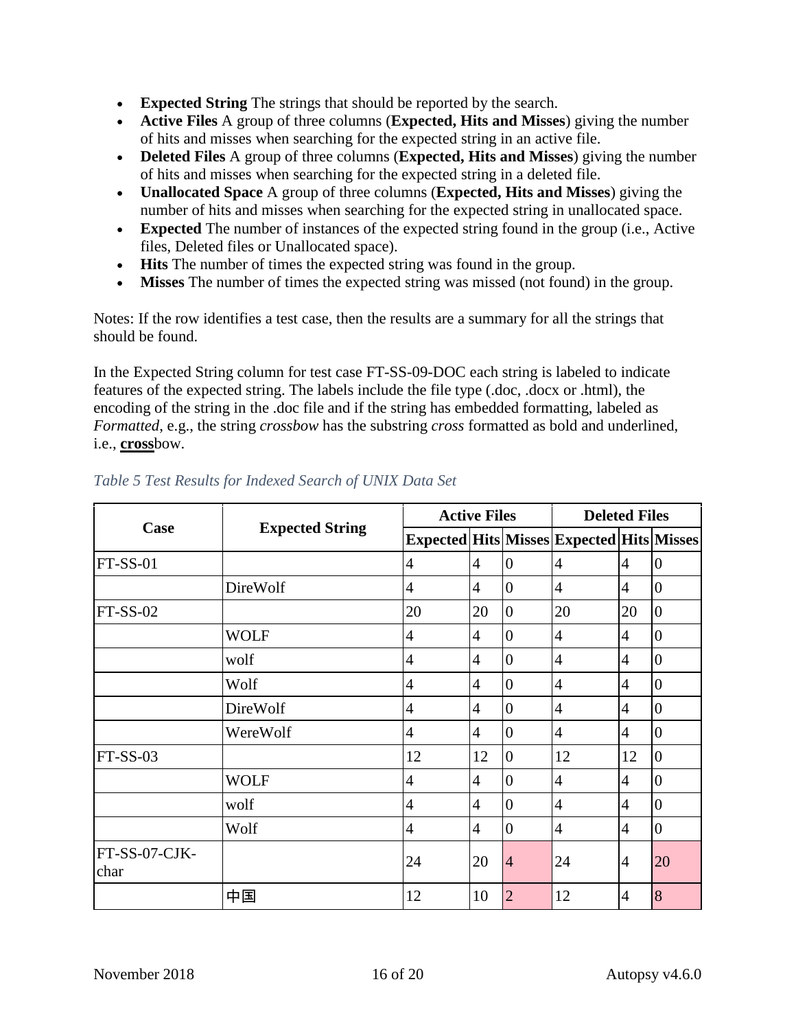- **Expected String** The strings that should be reported by the search.
- **Active Files** A group of three columns (**Expected, Hits and Misses**) giving the number of hits and misses when searching for the expected string in an active file.
- **Deleted Files** A group of three columns (**Expected, Hits and Misses**) giving the number of hits and misses when searching for the expected string in a deleted file.
- **Unallocated Space** A group of three columns (**Expected, Hits and Misses**) giving the number of hits and misses when searching for the expected string in unallocated space.
- **Expected** The number of instances of the expected string found in the group (i.e., Active files, Deleted files or Unallocated space).
- **Hits** The number of times the expected string was found in the group.
- **Misses** The number of times the expected string was missed (not found) in the group.

Notes: If the row identifies a test case, then the results are a summary for all the strings that should be found.

In the Expected String column for test case FT-SS-09-DOC each string is labeled to indicate features of the expected string. The labels include the file type (.doc, .docx or .html), the encoding of the string in the .doc file and if the string has embedded formatting, labeled as *Formatted*, e.g., the string *crossbow* has the substring *cross* formatted as bold and underlined, i.e., **cross**bow.

*Table 5 Test Results for Indexed Search of UNIX Data Set*

| Case | Expected String | Active Files | | | Deleted Files | | |
|---|---|---|---|---|---|---|---|
| | | Expected | Hits | Misses | Expected | Hits | Misses |
| FT-SS-01 | | 4 | 4 | 0 | 4 | 4 | 0 |
| | DireWolf | 4 | 4 | 0 | 4 | 4 | 0 |
| FT-SS-02 | | 20 | 20 | 0 | 20 | 20 | 0 |
| | WOLF | 4 | 4 | 0 | 4 | 4 | 0 |
| | wolf | 4 | 4 | 0 | 4 | 4 | 0 |
| | Wolf | 4 | 4 | 0 | 4 | 4 | 0 |
| | DireWolf | 4 | 4 | 0 | 4 | 4 | 0 |
| | WereWolf | 4 | 4 | 0 | 4 | 4 | 0 |
| FT-SS-03 | | 12 | 12 | 0 | 12 | 12 | 0 |
| | WOLF | 4 | 4 | 0 | 4 | 4 | 0 |
| | wolf | 4 | 4 | 0 | 4 | 4 | 0 |
| | Wolf | 4 | 4 | 0 | 4 | 4 | 0 |
| FT-SS-07-CJK-char | | 24 | 20 | 4 | 24 | 4 | 20 |
| | 中国 | 12 | 10 | 2 | 12 | 4 | 8 |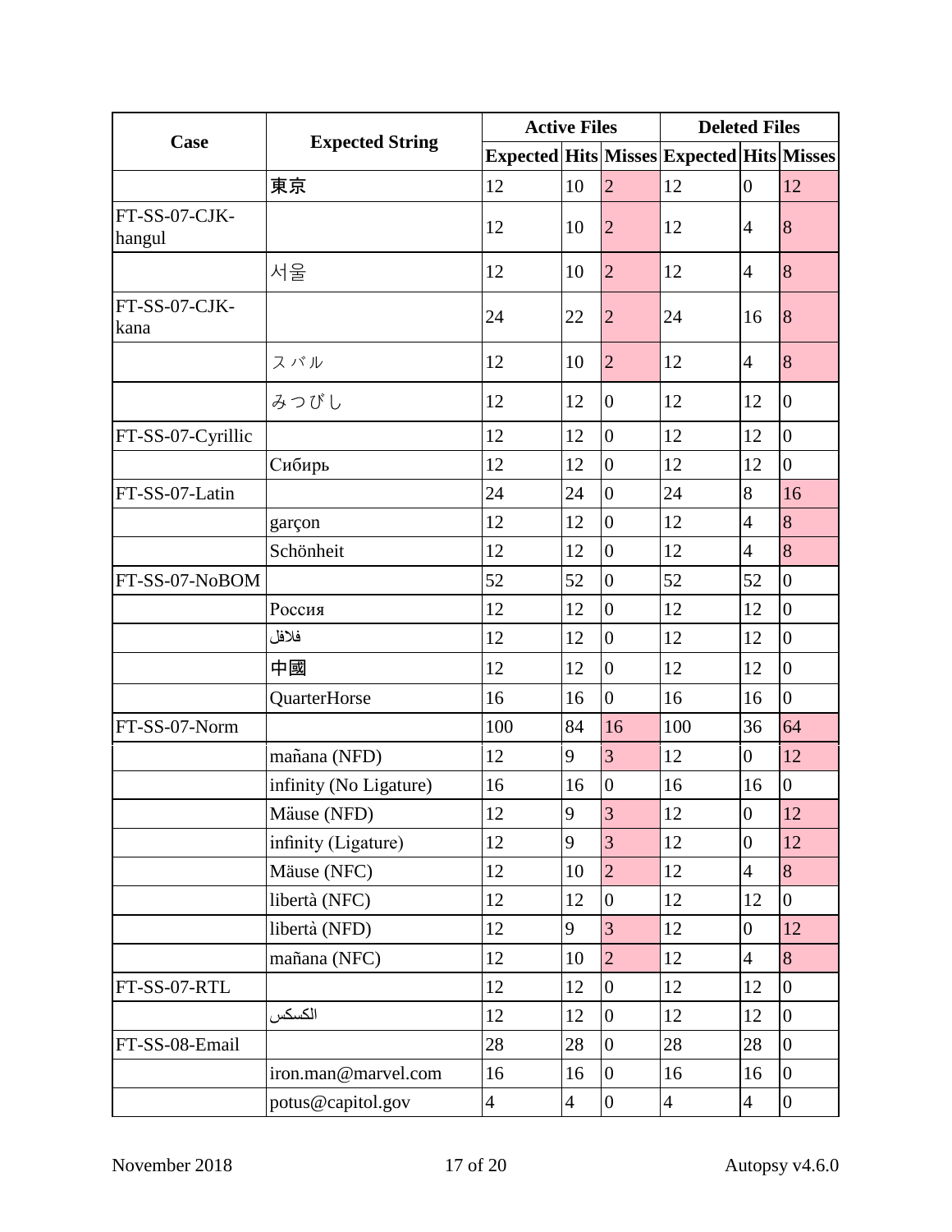| Case | Expected String | Active Files | | | Deleted Files | | |
|---|---|---|---|---|---|---|---|
| | | Expected | Hits | Misses | Expected | Hits | Misses |
| | 東京 | 12 | 10 | 2 | 12 | 0 | 12 |
| FT-SS-07-CJK-hangul | | 12 | 10 | 2 | 12 | 4 | 8 |
| | 서울 | 12 | 10 | 2 | 12 | 4 | 8 |
| FT-SS-07-CJK-kana | | 24 | 22 | 2 | 24 | 16 | 8 |
| | スバル | 12 | 10 | 2 | 12 | 4 | 8 |
| | みつびし | 12 | 12 | 0 | 12 | 12 | 0 |
| FT-SS-07-Cyrillic | | 12 | 12 | 0 | 12 | 12 | 0 |
| | Сибирь | 12 | 12 | 0 | 12 | 12 | 0 |
| FT-SS-07-Latin | | 24 | 24 | 0 | 24 | 8 | 16 |
| | garçon | 12 | 12 | 0 | 12 | 4 | 8 |
| | Schönheit | 12 | 12 | 0 | 12 | 4 | 8 |
| FT-SS-07-NoBOM | | 52 | 52 | 0 | 52 | 52 | 0 |
| | Россия | 12 | 12 | 0 | 12 | 12 | 0 |
| | فلافل | 12 | 12 | 0 | 12 | 12 | 0 |
| | 中國 | 12 | 12 | 0 | 12 | 12 | 0 |
| | QuarterHorse | 16 | 16 | 0 | 16 | 16 | 0 |
| FT-SS-07-Norm | | 100 | 84 | 16 | 100 | 36 | 64 |
| | mañana (NFD) | 12 | 9 | 3 | 12 | 0 | 12 |
| | infinity (No Ligature) | 16 | 16 | 0 | 16 | 16 | 0 |
| | Mäuse (NFD) | 12 | 9 | 3 | 12 | 0 | 12 |
| | inﬁnity (Ligature) | 12 | 9 | 3 | 12 | 0 | 12 |
| | Mäuse (NFC) | 12 | 10 | 2 | 12 | 4 | 8 |
| | libertà (NFC) | 12 | 12 | 0 | 12 | 12 | 0 |
| | libertà (NFD) | 12 | 9 | 3 | 12 | 0 | 12 |
| | mañana (NFC) | 12 | 10 | 2 | 12 | 4 | 8 |
| FT-SS-07-RTL | | 12 | 12 | 0 | 12 | 12 | 0 |
| | الكسكس | 12 | 12 | 0 | 12 | 12 | 0 |
| FT-SS-08-Email | | 28 | 28 | 0 | 28 | 28 | 0 |
| | iron.man@marvel.com | 16 | 16 | 0 | 16 | 16 | 0 |
| | potus@capitol.gov | 4 | 4 | 0 | 4 | 4 | 0 |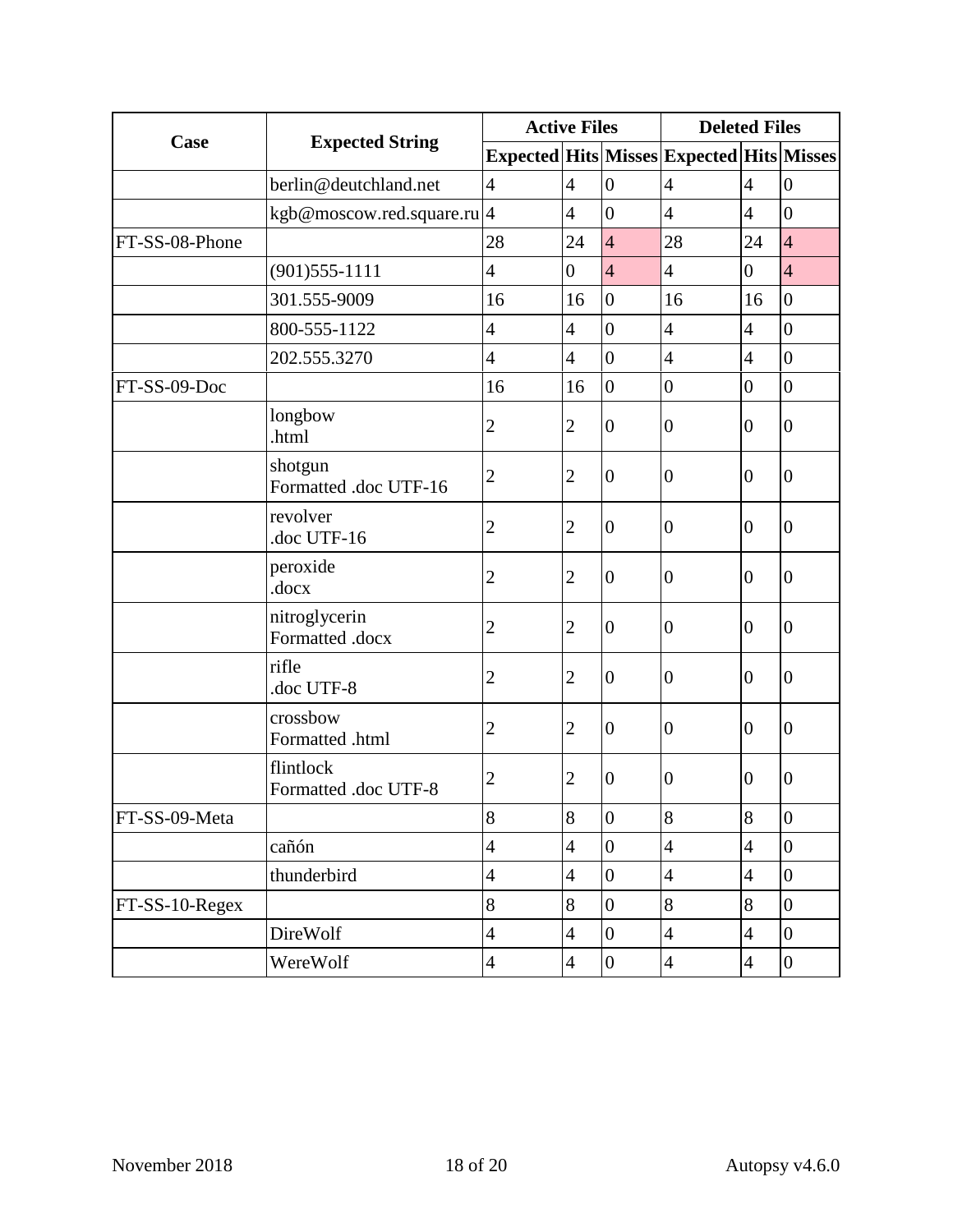| Case | Expected String | Active Files | | | Deleted Files | | |
|---|---|---|---|---|---|---|---|
| | | Expected | Hits | Misses | Expected | Hits | Misses |
| | berlin@deutchland.net | 4 | 4 | 0 | 4 | 4 | 0 |
| | kgb@moscow.red.square.ru | 4 | 4 | 0 | 4 | 4 | 0 |
| FT-SS-08-Phone | | 28 | 24 | 4 | 28 | 24 | 4 |
| | (901)555-1111 | 4 | 0 | 4 | 4 | 0 | 4 |
| | 301.555-9009 | 16 | 16 | 0 | 16 | 16 | 0 |
| | 800-555-1122 | 4 | 4 | 0 | 4 | 4 | 0 |
| | 202.555.3270 | 4 | 4 | 0 | 4 | 4 | 0 |
| FT-SS-09-Doc | | 16 | 16 | 0 | 0 | 0 | 0 |
| | longbow<br>.html | 2 | 2 | 0 | 0 | 0 | 0 |
| | shotgun<br>Formatted .doc UTF-16 | 2 | 2 | 0 | 0 | 0 | 0 |
| | revolver<br>.doc UTF-16 | 2 | 2 | 0 | 0 | 0 | 0 |
| | peroxide<br>.docx | 2 | 2 | 0 | 0 | 0 | 0 |
| | nitroglycerin<br>Formatted .docx | 2 | 2 | 0 | 0 | 0 | 0 |
| | rifle<br>.doc UTF-8 | 2 | 2 | 0 | 0 | 0 | 0 |
| | crossbow<br>Formatted .html | 2 | 2 | 0 | 0 | 0 | 0 |
| | flintlock<br>Formatted .doc UTF-8 | 2 | 2 | 0 | 0 | 0 | 0 |
| FT-SS-09-Meta | | 8 | 8 | 0 | 8 | 8 | 0 |
| | cañón | 4 | 4 | 0 | 4 | 4 | 0 |
| | thunderbird | 4 | 4 | 0 | 4 | 4 | 0 |
| FT-SS-10-Regex | | 8 | 8 | 0 | 8 | 8 | 0 |
| | DireWolf | 4 | 4 | 0 | 4 | 4 | 0 |
| | WereWolf | 4 | 4 | 0 | 4 | 4 | 0 |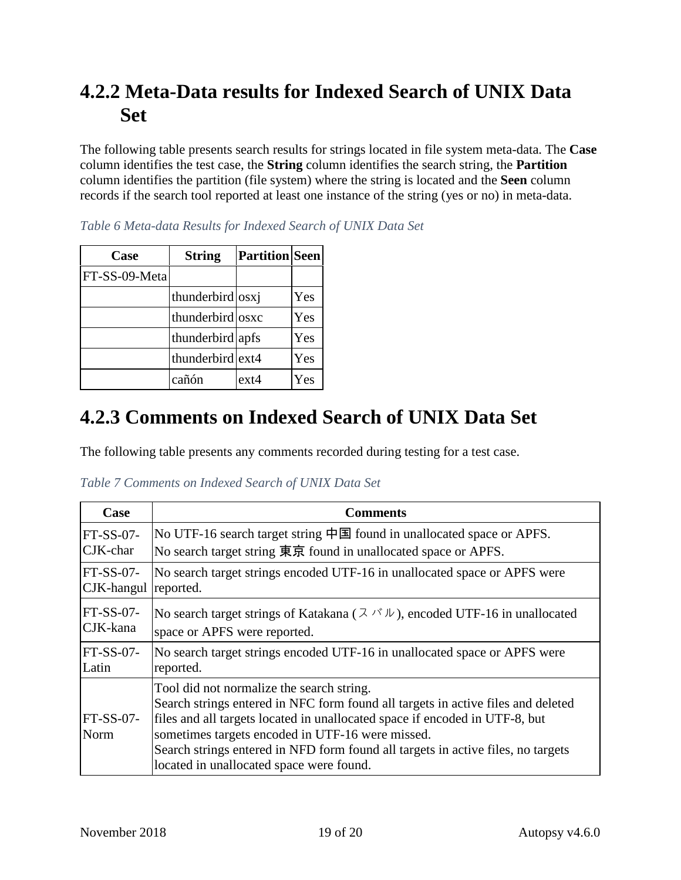## 4.2.2 Meta-Data results for Indexed Search of UNIX Data Set

The following table presents search results for strings located in file system meta-data. The **Case** column identifies the test case, the **String** column identifies the search string, the **Partition** column identifies the partition (file system) where the string is located and the **Seen** column records if the search tool reported at least one instance of the string (yes or no) in meta-data.

*Table 6 Meta-data Results for Indexed Search of UNIX Data Set*

| Case | String | Partition | Seen |
| --- | --- | --- | --- |
| FT-SS-09-Meta | | | |
| | thunderbird | osxj | Yes |
| | thunderbird | osxc | Yes |
| | thunderbird | apfs | Yes |
| | thunderbird | ext4 | Yes |
| | cañón | ext4 | Yes |

## 4.2.3 Comments on Indexed Search of UNIX Data Set

The following table presents any comments recorded during testing for a test case.

*Table 7 Comments on Indexed Search of UNIX Data Set*

| Case | Comments |
| --- | --- |
| FT-SS-07-CJK-char | No UTF-16 search target string 中国 found in unallocated space or APFS. No search target string 東京 found in unallocated space or APFS. |
| FT-SS-07-CJK-hangul | No search target strings encoded UTF-16 in unallocated space or APFS were reported. |
| FT-SS-07-CJK-kana | No search target strings of Katakana (スバル), encoded UTF-16 in unallocated space or APFS were reported. |
| FT-SS-07-Latin | No search target strings encoded UTF-16 in unallocated space or APFS were reported. |
| FT-SS-07-Norm | Tool did not normalize the search string. Search strings entered in NFC form found all targets in active files and deleted files and all targets located in unallocated space if encoded in UTF-8, but sometimes targets encoded in UTF-16 were missed. Search strings entered in NFD form found all targets in active files, no targets located in unallocated space were found. |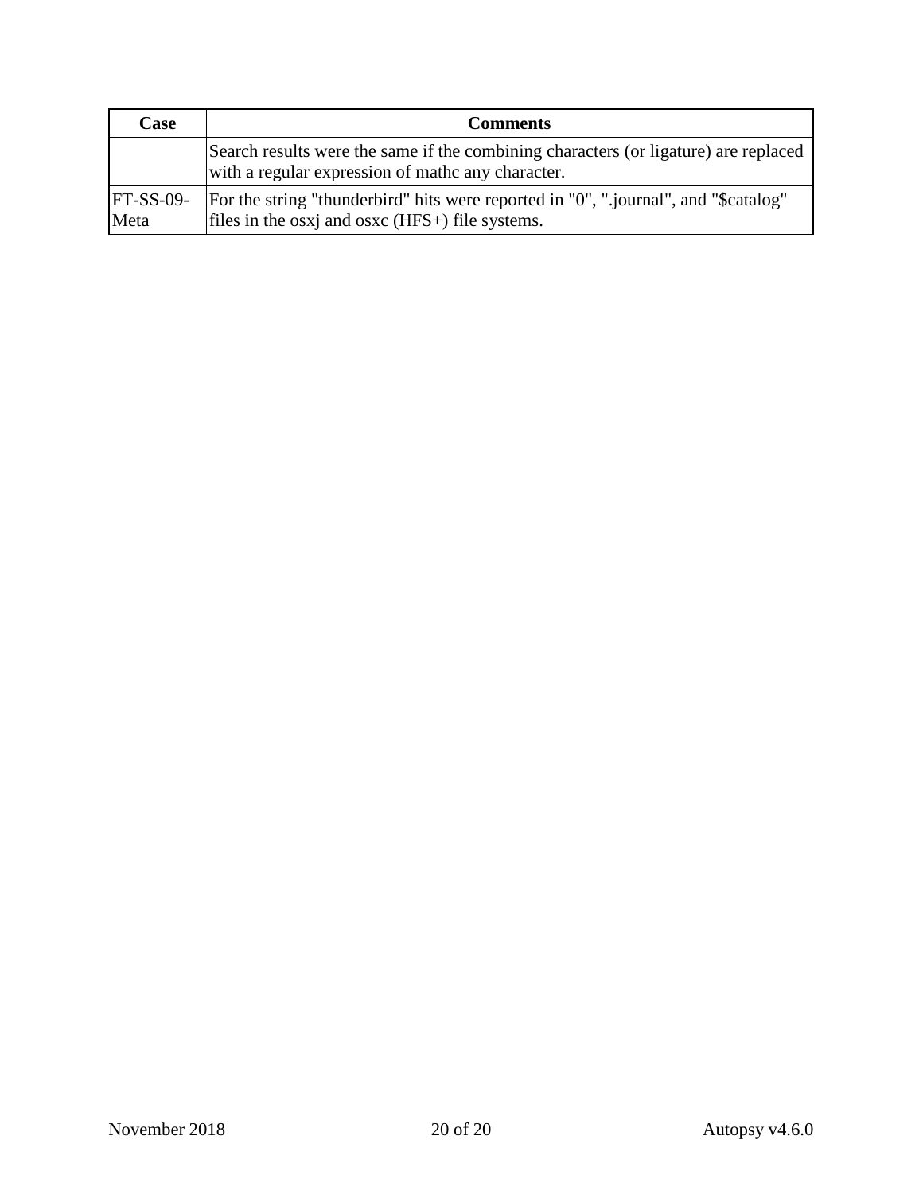| Case | Comments |
|---|---|
| | Search results were the same if the combining characters (or ligature) are replaced with a regular expression of mathc any character. |
| FT-SS-09-Meta | For the string "thunderbird" hits were reported in "0", ".journal", and "$catalog" files in the osxj and osxc (HFS+) file systems. |